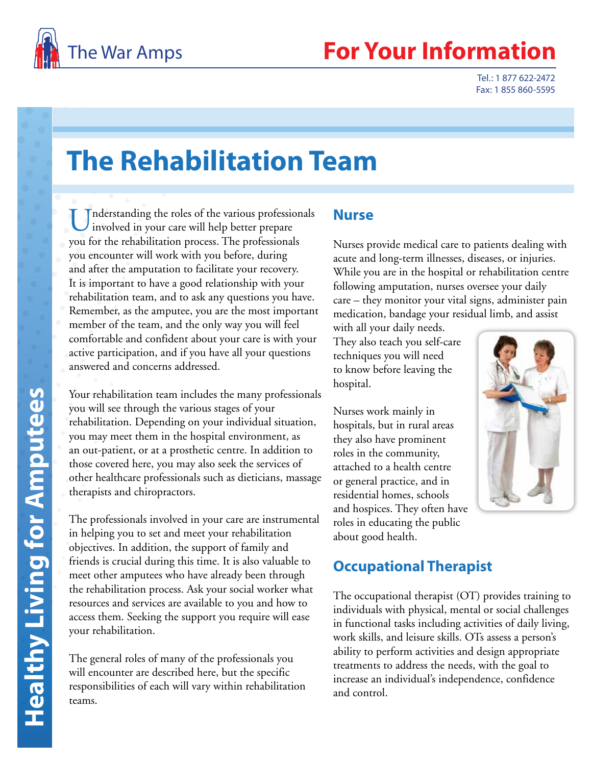# The Rehabilitation Team

Understanding the roles of the various professionals involved in your care will help better prepare you for the rehabilitation process. The professionals you encounter will work with you before, during and after the amputation to facilitate your recovery. It is important to have a good relationship with your rehabilitation team, and to ask any questions you have. Remember, as the amputee, you are the most important member of the team, and the only way you will feel comfortable and confident about your care is with your active participation, and if you have all your questions answered and concerns addressed.

Your rehabilitation team includes the many professionals you will see through the various stages of your rehabilitation. Depending on your individual situation, you may meet them in the hospital environment, as an out-patient, or at a prosthetic centre. In addition to those covered here, you may also seek the services of other healthcare professionals such as dieticians, massage therapists and chiropractors.

The professionals involved in your care are instrumental in helping you to set and meet your rehabilitation objectives. In addition, the support of family and friends is crucial during this time. It is also valuable to meet other amputees who have already been through the rehabilitation process. Ask your social worker what resources and services are available to you and how to access them. Seeking the support you require will ease your rehabilitation.

The general roles of many of the professionals you will encounter are described here, but the specific responsibilities of each will vary within rehabilitation teams.

## Nurse

Nurses provide medical care to patients dealing with acute and long-term illnesses, diseases, or injuries. While you are in the hospital or rehabilitation centre following amputation, nurses oversee your daily care – they monitor your vital signs, administer pain medication, bandage your residual limb, and assist with all your daily needs. They also teach you self-care techniques you will need to know before leaving the hospital.

Nurses work mainly in hospitals, but in rural areas they also have prominent roles in the community, attached to a health centre or general practice, and in residential homes, schools and hospices. They often have roles in educating the public about good health.

## Occupational Therapist

The occupational therapist (OT) provides training to individuals with physical, mental or social challenges in functional tasks including activities of daily living, work skills, and leisure skills. OTs assess a person's ability to perform activities and design appropriate treatments to address the needs, with the goal to increase an individual's independence, confidence and control.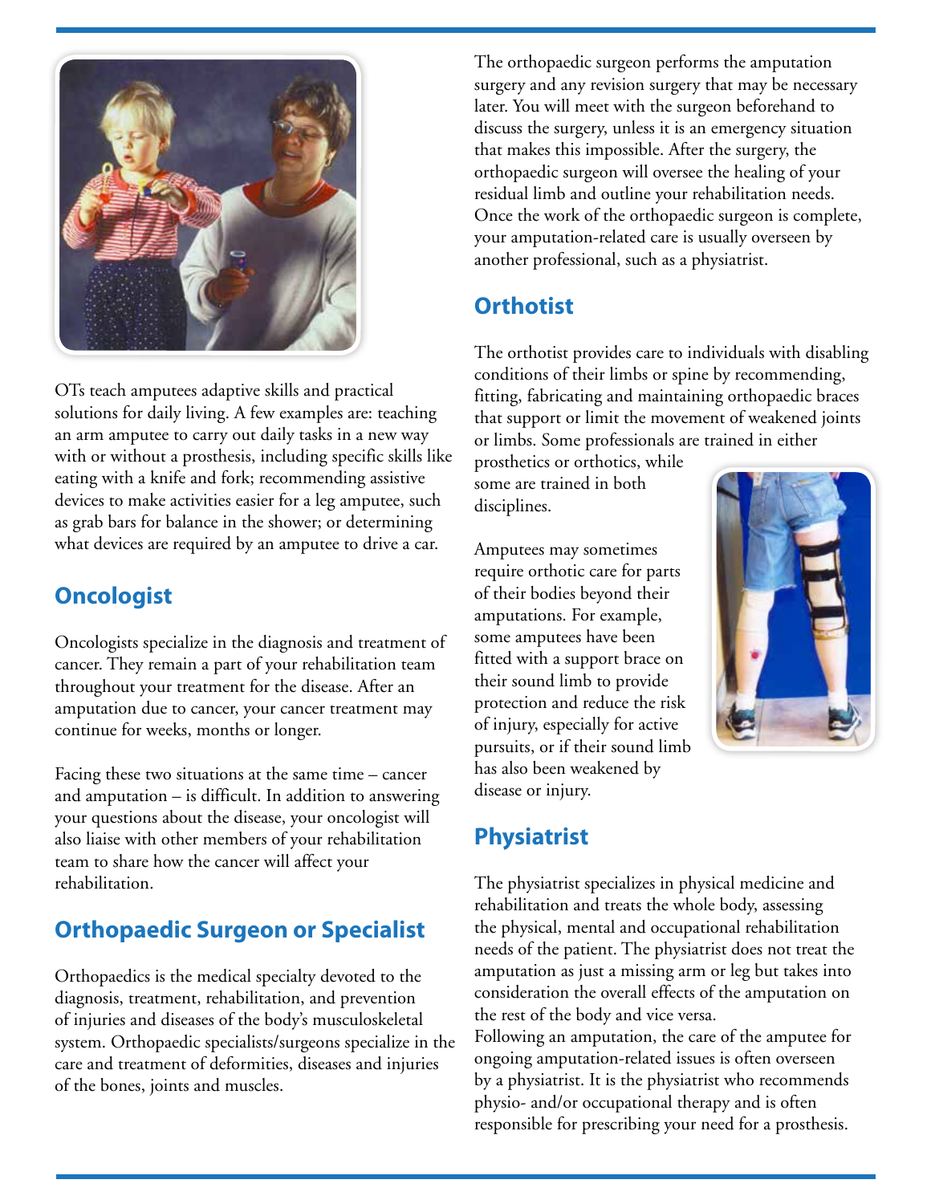OTs teach amputees adaptive skills and practical solutions for daily living. A few examples are: teaching an arm amputee to carry out daily tasks in a new way with or without a prosthesis, including specific skills like eating with a knife and fork; recommending assistive devices to make activities easier for a leg amputee, such as grab bars for balance in the shower; or determining what devices are required by an amputee to drive a car.

## Oncologist

Oncologists specialize in the diagnosis and treatment of cancer. They remain a part of your rehabilitation team throughout your treatment for the disease. After an amputation due to cancer, your cancer treatment may continue for weeks, months or longer.

Facing these two situations at the same time – cancer and amputation – is difficult. In addition to answering your questions about the disease, your oncologist will also liaise with other members of your rehabilitation team to share how the cancer will affect your rehabilitation.

## Orthopaedic Surgeon or Specialist

Orthopaedics is the medical specialty devoted to the diagnosis, treatment, rehabilitation, and prevention of injuries and diseases of the body's musculoskeletal system. Orthopaedic specialists/surgeons specialize in the care and treatment of deformities, diseases and injuries of the bones, joints and muscles.

The orthopaedic surgeon performs the amputation surgery and any revision surgery that may be necessary later. You will meet with the surgeon beforehand to discuss the surgery, unless it is an emergency situation that makes this impossible. After the surgery, the orthopaedic surgeon will oversee the healing of your residual limb and outline your rehabilitation needs. Once the work of the orthopaedic surgeon is complete, your amputation-related care is usually overseen by another professional, such as a physiatrist.

## Orthotist

The orthotist provides care to individuals with disabling conditions of their limbs or spine by recommending, fitting, fabricating and maintaining orthopaedic braces that support or limit the movement of weakened joints or limbs. Some professionals are trained in either prosthetics or orthotics, while some are trained in both disciplines.

Amputees may sometimes require orthotic care for parts of their bodies beyond their amputations. For example, some amputees have been fitted with a support brace on their sound limb to provide protection and reduce the risk of injury, especially for active pursuits, or if their sound limb has also been weakened by disease or injury.

## Physiatrist

The physiatrist specializes in physical medicine and rehabilitation and treats the whole body, assessing the physical, mental and occupational rehabilitation needs of the patient. The physiatrist does not treat the amputation as just a missing arm or leg but takes into consideration the overall effects of the amputation on the rest of the body and vice versa.

Following an amputation, the care of the amputee for ongoing amputation-related issues is often overseen by a physiatrist. It is the physiatrist who recommends physio- and/or occupational therapy and is often responsible for prescribing your need for a prosthesis.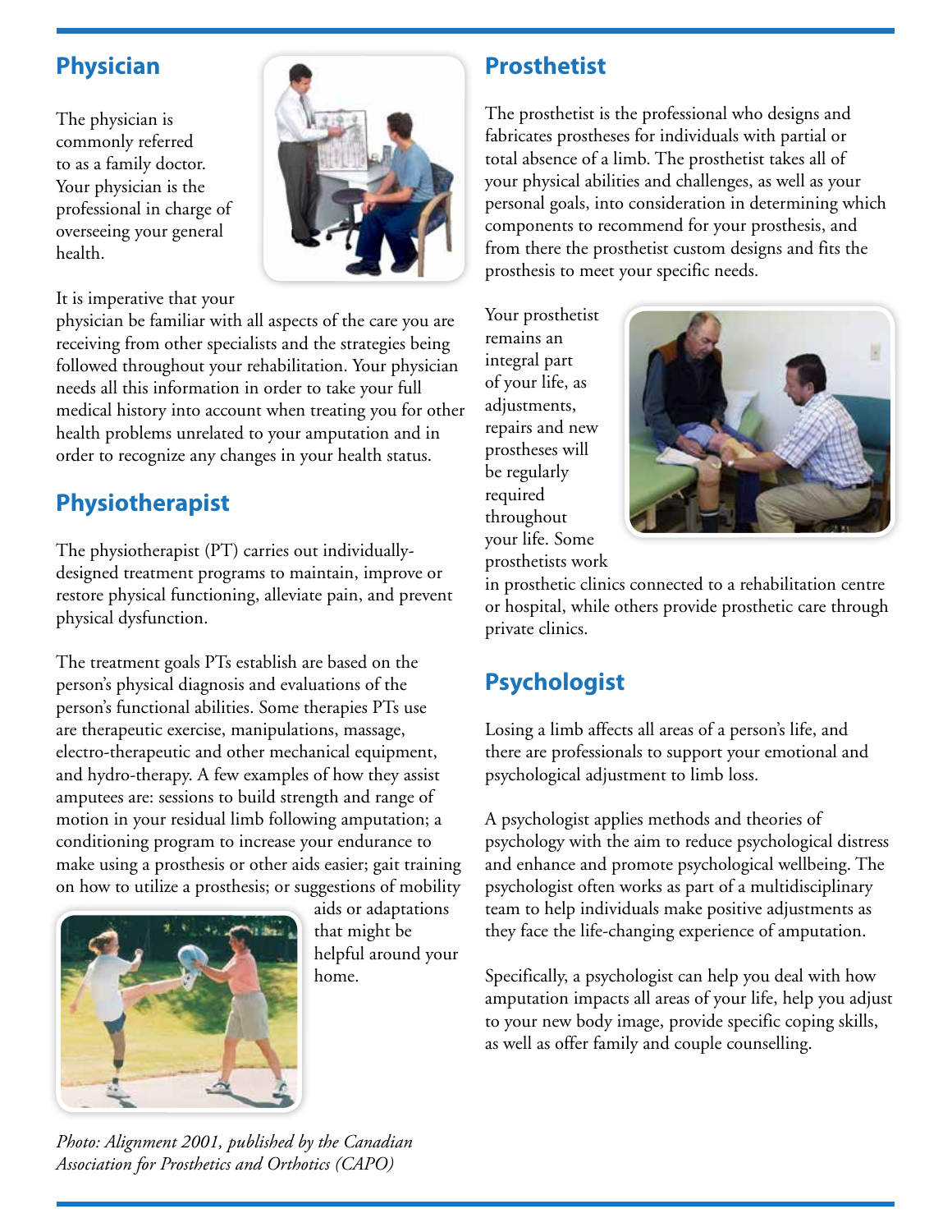## Physician

The physician is commonly referred to as a family doctor. Your physician is the professional in charge of overseeing your general health.

It is imperative that your physician be familiar with all aspects of the care you are receiving from other specialists and the strategies being followed throughout your rehabilitation. Your physician needs all this information in order to take your full medical history into account when treating you for other health problems unrelated to your amputation and in order to recognize any changes in your health status.

## Physiotherapist

The physiotherapist (PT) carries out individually-designed treatment programs to maintain, improve or restore physical functioning, alleviate pain, and prevent physical dysfunction.

The treatment goals PTs establish are based on the person's physical diagnosis and evaluations of the person's functional abilities. Some therapies PTs use are therapeutic exercise, manipulations, massage, electro-therapeutic and other mechanical equipment, and hydro-therapy. A few examples of how they assist amputees are: sessions to build strength and range of motion in your residual limb following amputation; a conditioning program to increase your endurance to make using a prosthesis or other aids easier; gait training on how to utilize a prosthesis; or suggestions of mobility aids or adaptations that might be helpful around your home.

*Photo: Alignment 2001, published by the Canadian Association for Prosthetics and Orthotics (CAPO)*

## Prosthetist

The prosthetist is the professional who designs and fabricates prostheses for individuals with partial or total absence of a limb. The prosthetist takes all of your physical abilities and challenges, as well as your personal goals, into consideration in determining which components to recommend for your prosthesis, and from there the prosthetist custom designs and fits the prosthesis to meet your specific needs.

Your prosthetist remains an integral part of your life, as adjustments, repairs and new prostheses will be regularly required throughout your life. Some prosthetists work in prosthetic clinics connected to a rehabilitation centre or hospital, while others provide prosthetic care through private clinics.

## Psychologist

Losing a limb affects all areas of a person's life, and there are professionals to support your emotional and psychological adjustment to limb loss.

A psychologist applies methods and theories of psychology with the aim to reduce psychological distress and enhance and promote psychological wellbeing. The psychologist often works as part of a multidisciplinary team to help individuals make positive adjustments as they face the life-changing experience of amputation.

Specifically, a psychologist can help you deal with how amputation impacts all areas of your life, help you adjust to your new body image, provide specific coping skills, as well as offer family and couple counselling.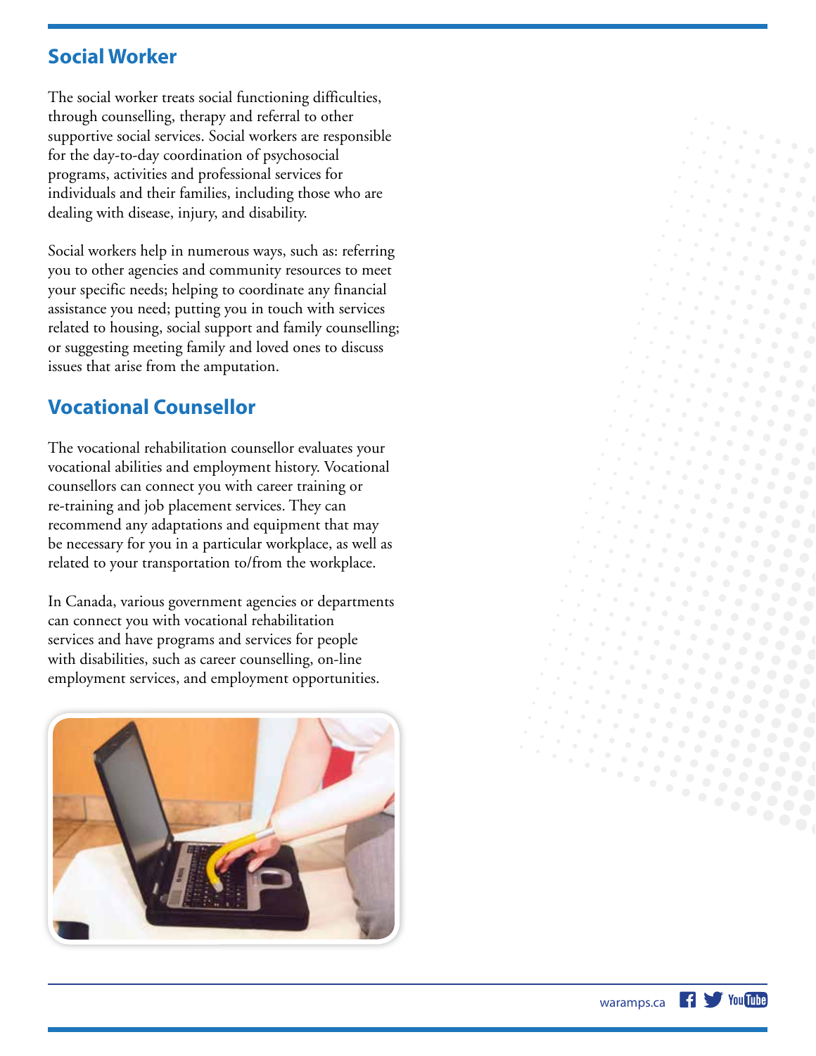## Social Worker

The social worker treats social functioning difficulties, through counselling, therapy and referral to other supportive social services. Social workers are responsible for the day-to-day coordination of psychosocial programs, activities and professional services for individuals and their families, including those who are dealing with disease, injury, and disability.

Social workers help in numerous ways, such as: referring you to other agencies and community resources to meet your specific needs; helping to coordinate any financial assistance you need; putting you in touch with services related to housing, social support and family counselling; or suggesting meeting family and loved ones to discuss issues that arise from the amputation.

## Vocational Counsellor

The vocational rehabilitation counsellor evaluates your vocational abilities and employment history. Vocational counsellors can connect you with career training or re-training and job placement services. They can recommend any adaptations and equipment that may be necessary for you in a particular workplace, as well as related to your transportation to/from the workplace.

In Canada, various government agencies or departments can connect you with vocational rehabilitation services and have programs and services for people with disabilities, such as career counselling, on-line employment services, and employment opportunities.